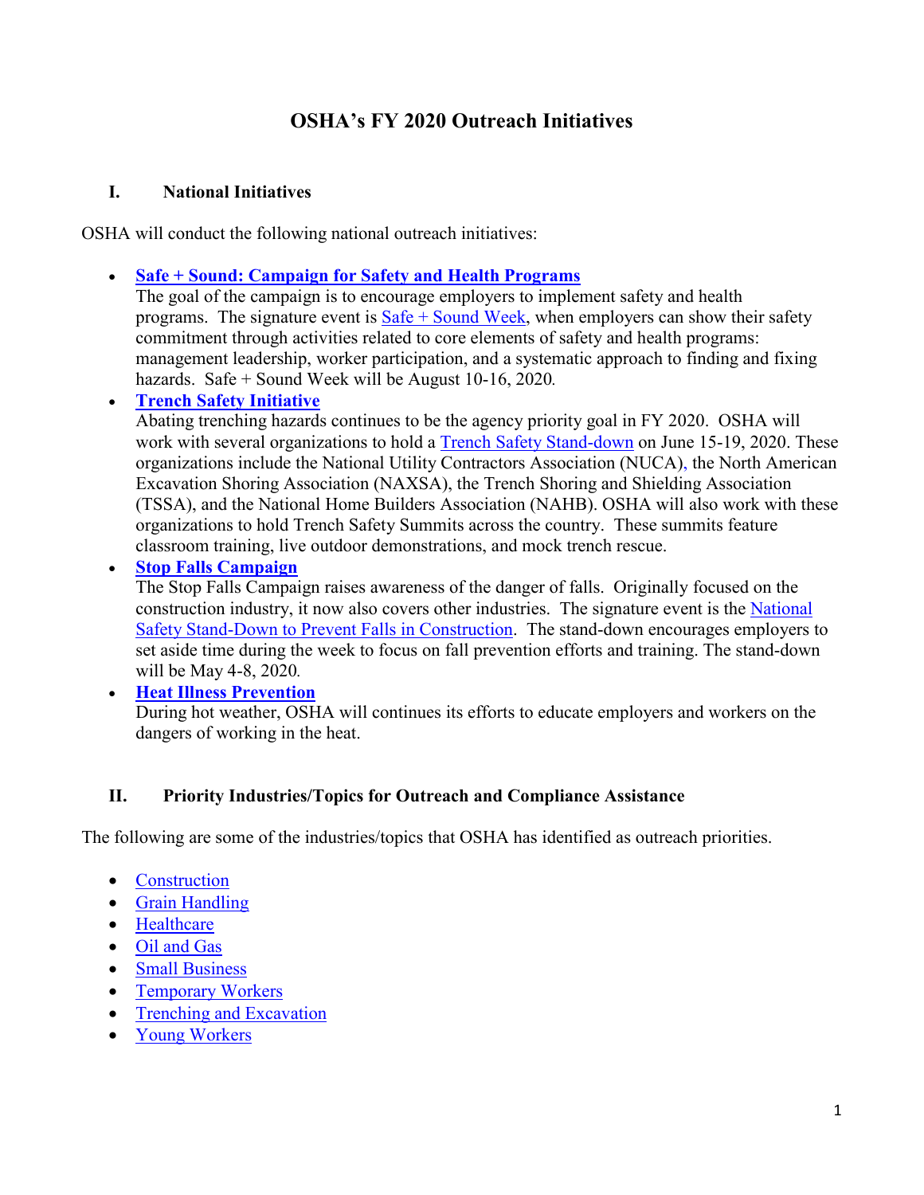# OSHA's FY 2020 Outreach Initiatives

## I. National Initiatives

OSHA will conduct the following national outreach initiatives:

- **Safe + Sound: Campaign for Safety and Health Programs**
  The goal of the campaign is to encourage employers to implement safety and health programs. The signature event is Safe + Sound Week, when employers can show their safety commitment through activities related to core elements of safety and health programs: management leadership, worker participation, and a systematic approach to finding and fixing hazards. Safe + Sound Week will be August 10-16, 2020.
- **Trench Safety Initiative**
  Abating trenching hazards continues to be the agency priority goal in FY 2020. OSHA will work with several organizations to hold a Trench Safety Stand-down on June 15-19, 2020. These organizations include the National Utility Contractors Association (NUCA), the North American Excavation Shoring Association (NAXSA), the Trench Shoring and Shielding Association (TSSA), and the National Home Builders Association (NAHB). OSHA will also work with these organizations to hold Trench Safety Summits across the country. These summits feature classroom training, live outdoor demonstrations, and mock trench rescue.
- **Stop Falls Campaign**
  The Stop Falls Campaign raises awareness of the danger of falls. Originally focused on the construction industry, it now also covers other industries. The signature event is the National Safety Stand-Down to Prevent Falls in Construction. The stand-down encourages employers to set aside time during the week to focus on fall prevention efforts and training. The stand-down will be May 4-8, 2020.
- **Heat Illness Prevention**
  During hot weather, OSHA will continues its efforts to educate employers and workers on the dangers of working in the heat.

## II. Priority Industries/Topics for Outreach and Compliance Assistance

The following are some of the industries/topics that OSHA has identified as outreach priorities.

- Construction
- Grain Handling
- Healthcare
- Oil and Gas
- Small Business
- Temporary Workers
- Trenching and Excavation
- Young Workers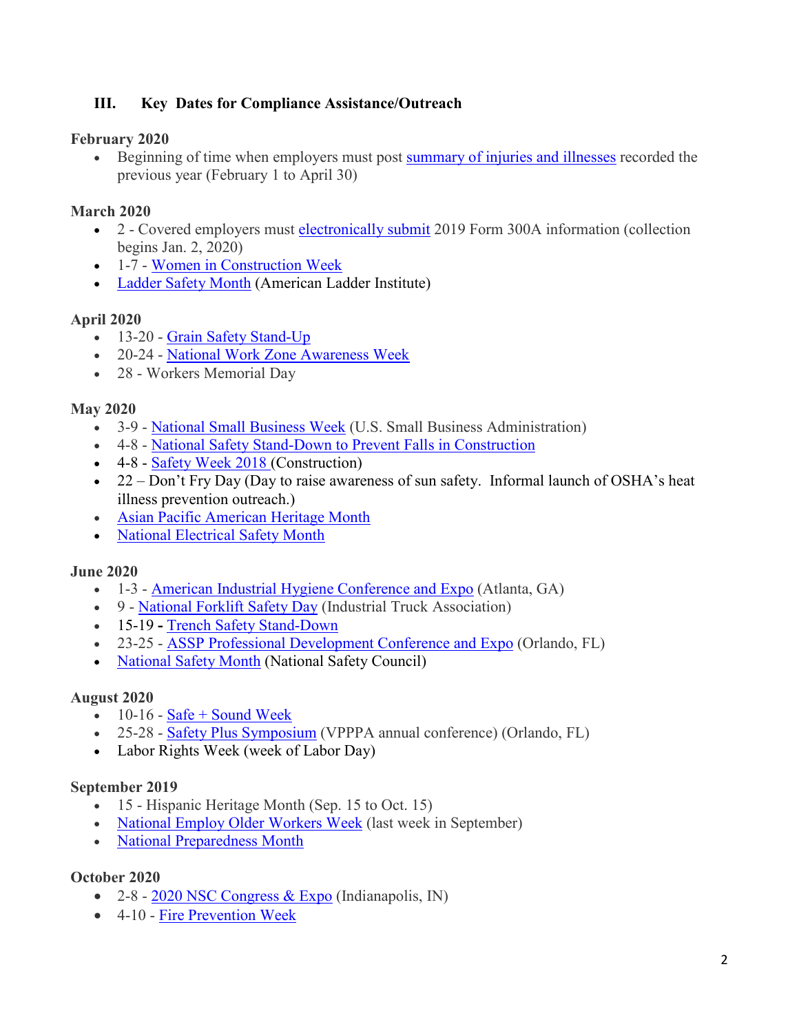## III. Key Dates for Compliance Assistance/Outreach

**February 2020**

- Beginning of time when employers must post summary of injuries and illnesses recorded the previous year (February 1 to April 30)

**March 2020**

- 2 - Covered employers must electronically submit 2019 Form 300A information (collection begins Jan. 2, 2020)
- 1-7 - Women in Construction Week
- Ladder Safety Month (American Ladder Institute)

**April 2020**

- 13-20 - Grain Safety Stand-Up
- 20-24 - National Work Zone Awareness Week
- 28 - Workers Memorial Day

**May 2020**

- 3-9 - National Small Business Week (U.S. Small Business Administration)
- 4-8 - National Safety Stand-Down to Prevent Falls in Construction
- 4-8 - Safety Week 2018 (Construction)
- 22 – Don't Fry Day (Day to raise awareness of sun safety. Informal launch of OSHA's heat illness prevention outreach.)
- Asian Pacific American Heritage Month
- National Electrical Safety Month

**June 2020**

- 1-3 - American Industrial Hygiene Conference and Expo (Atlanta, GA)
- 9 - National Forklift Safety Day (Industrial Truck Association)
- 15-19 **-** Trench Safety Stand-Down
- 23-25 - ASSP Professional Development Conference and Expo (Orlando, FL)
- National Safety Month (National Safety Council)

**August 2020**

- 10-16 - Safe + Sound Week
- 25-28 - Safety Plus Symposium (VPPPA annual conference) (Orlando, FL)
- Labor Rights Week (week of Labor Day)

**September 2019**

- 15 - Hispanic Heritage Month (Sep. 15 to Oct. 15)
- National Employ Older Workers Week (last week in September)
- National Preparedness Month

**October 2020**

- 2-8 - 2020 NSC Congress & Expo (Indianapolis, IN)
- 4-10 - Fire Prevention Week